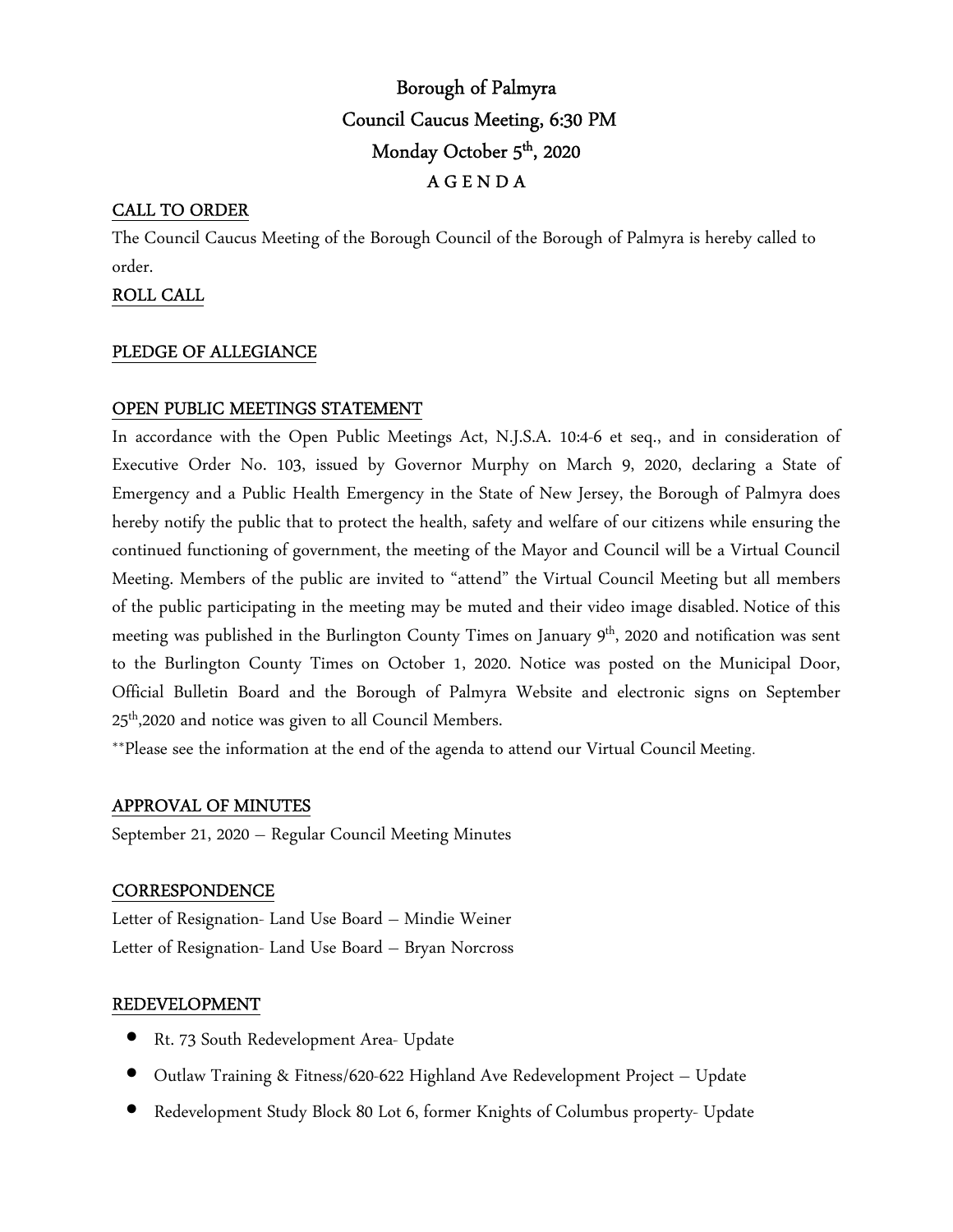# Borough of Palmyra
## Council Caucus Meeting, 6:30 PM
## Monday October 5th, 2020
## A G E N D A

**CALL TO ORDER**

The Council Caucus Meeting of the Borough Council of the Borough of Palmyra is hereby called to order.

**ROLL CALL**

**PLEDGE OF ALLEGIANCE**

**OPEN PUBLIC MEETINGS STATEMENT**

In accordance with the Open Public Meetings Act, N.J.S.A. 10:4-6 et seq., and in consideration of Executive Order No. 103, issued by Governor Murphy on March 9, 2020, declaring a State of Emergency and a Public Health Emergency in the State of New Jersey, the Borough of Palmyra does hereby notify the public that to protect the health, safety and welfare of our citizens while ensuring the continued functioning of government, the meeting of the Mayor and Council will be a Virtual Council Meeting. Members of the public are invited to "attend" the Virtual Council Meeting but all members of the public participating in the meeting may be muted and their video image disabled. Notice of this meeting was published in the Burlington County Times on January 9th, 2020 and notification was sent to the Burlington County Times on October 1, 2020. Notice was posted on the Municipal Door, Official Bulletin Board and the Borough of Palmyra Website and electronic signs on September 25th,2020 and notice was given to all Council Members.

**Please see the information at the end of the agenda to attend our Virtual Council Meeting.

**APPROVAL OF MINUTES**

September 21, 2020 – Regular Council Meeting Minutes

**CORRESPONDENCE**

Letter of Resignation- Land Use Board – Mindie Weiner

Letter of Resignation- Land Use Board – Bryan Norcross

**REDEVELOPMENT**

- Rt. 73 South Redevelopment Area- Update
- Outlaw Training & Fitness/620-622 Highland Ave Redevelopment Project – Update
- Redevelopment Study Block 80 Lot 6, former Knights of Columbus property- Update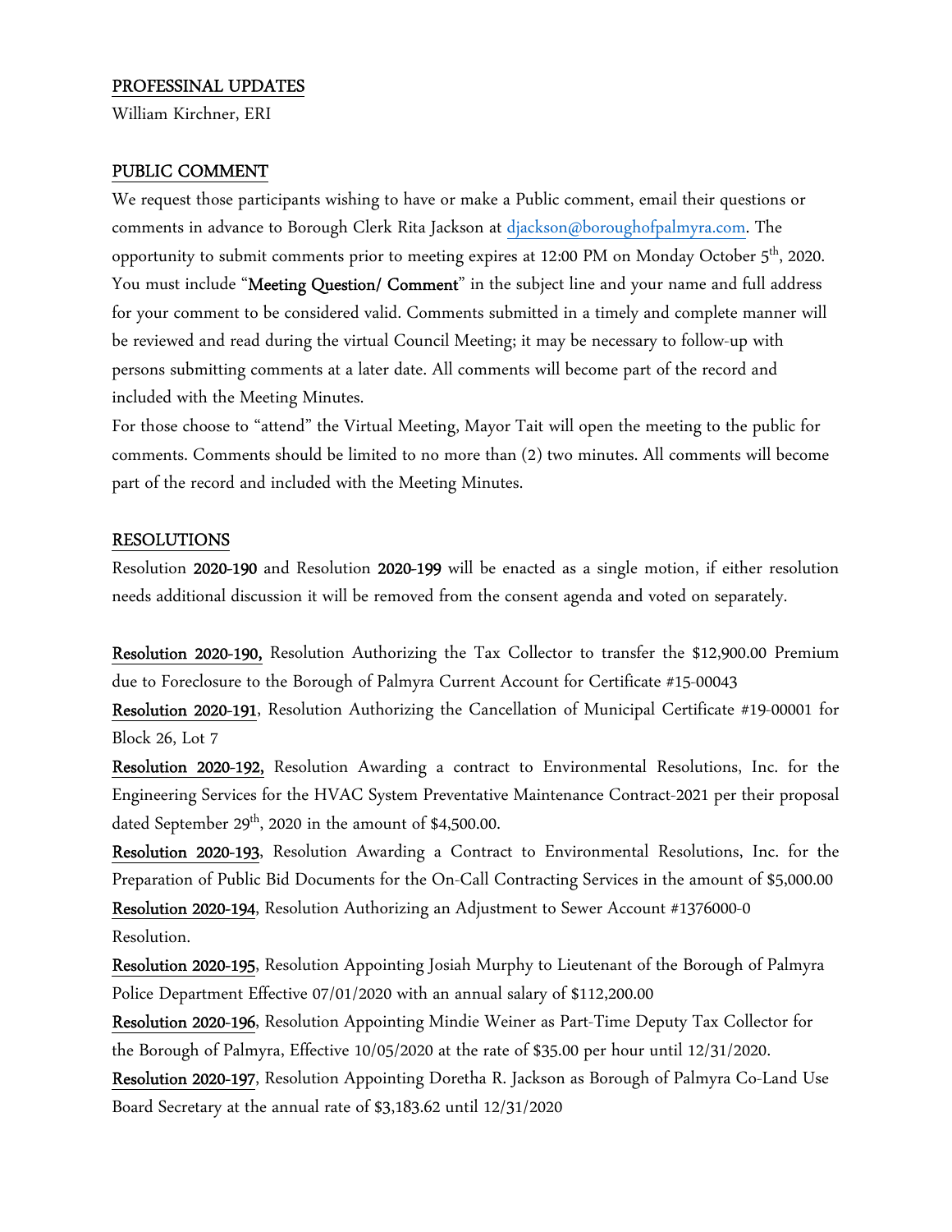## PROFESSINAL UPDATES

William Kirchner, ERI

## PUBLIC COMMENT

We request those participants wishing to have or make a Public comment, email their questions or comments in advance to Borough Clerk Rita Jackson at djackson@boroughofpalmyra.com. The opportunity to submit comments prior to meeting expires at 12:00 PM on Monday October 5th, 2020. You must include "**Meeting Question/ Comment**" in the subject line and your name and full address for your comment to be considered valid. Comments submitted in a timely and complete manner will be reviewed and read during the virtual Council Meeting; it may be necessary to follow-up with persons submitting comments at a later date. All comments will become part of the record and included with the Meeting Minutes.

For those choose to "attend" the Virtual Meeting, Mayor Tait will open the meeting to the public for comments. Comments should be limited to no more than (2) two minutes. All comments will become part of the record and included with the Meeting Minutes.

## RESOLUTIONS

Resolution **2020-190** and Resolution **2020-199** will be enacted as a single motion, if either resolution needs additional discussion it will be removed from the consent agenda and voted on separately.

**Resolution 2020-190,** Resolution Authorizing the Tax Collector to transfer the $12,900.00 Premium due to Foreclosure to the Borough of Palmyra Current Account for Certificate #15-00043

**Resolution 2020-191**, Resolution Authorizing the Cancellation of Municipal Certificate #19-00001 for Block 26, Lot 7

**Resolution 2020-192,** Resolution Awarding a contract to Environmental Resolutions, Inc. for the Engineering Services for the HVAC System Preventative Maintenance Contract-2021 per their proposal dated September 29th, 2020 in the amount of $4,500.00.

**Resolution 2020-193**, Resolution Awarding a Contract to Environmental Resolutions, Inc. for the Preparation of Public Bid Documents for the On-Call Contracting Services in the amount of $5,000.00

**Resolution 2020-194**, Resolution Authorizing an Adjustment to Sewer Account #1376000-0 Resolution.

**Resolution 2020-195**, Resolution Appointing Josiah Murphy to Lieutenant of the Borough of Palmyra Police Department Effective 07/01/2020 with an annual salary of $112,200.00

**Resolution 2020-196**, Resolution Appointing Mindie Weiner as Part-Time Deputy Tax Collector for the Borough of Palmyra, Effective 10/05/2020 at the rate of $35.00 per hour until 12/31/2020.

**Resolution 2020-197**, Resolution Appointing Doretha R. Jackson as Borough of Palmyra Co-Land Use Board Secretary at the annual rate of $3,183.62 until 12/31/2020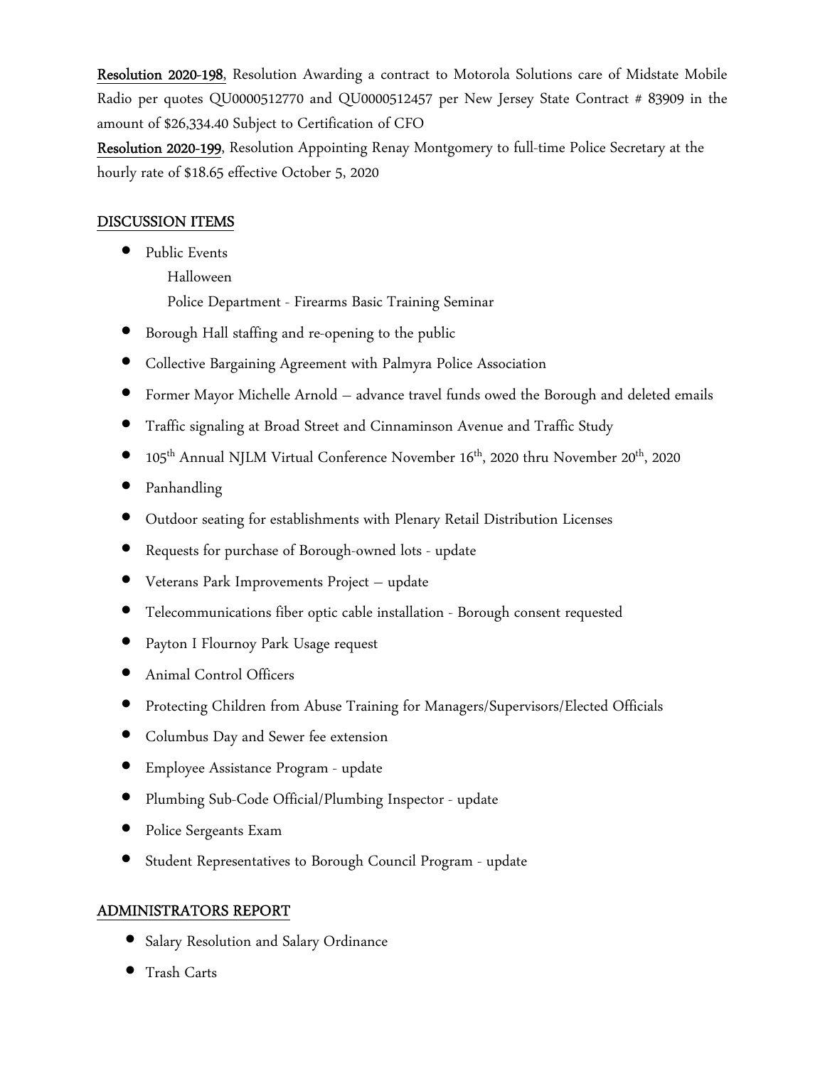**Resolution 2020-198**, Resolution Awarding a contract to Motorola Solutions care of Midstate Mobile Radio per quotes QU0000512770 and QU0000512457 per New Jersey State Contract # 83909 in the amount of $26,334.40 Subject to Certification of CFO

**Resolution 2020-199**, Resolution Appointing Renay Montgomery to full-time Police Secretary at the hourly rate of $18.65 effective October 5, 2020

## DISCUSSION ITEMS

- Public Events
  - Halloween
  - Police Department - Firearms Basic Training Seminar
- Borough Hall staffing and re-opening to the public
- Collective Bargaining Agreement with Palmyra Police Association
- Former Mayor Michelle Arnold – advance travel funds owed the Borough and deleted emails
- Traffic signaling at Broad Street and Cinnaminson Avenue and Traffic Study
- 105th Annual NJLM Virtual Conference November 16th, 2020 thru November 20th, 2020
- Panhandling
- Outdoor seating for establishments with Plenary Retail Distribution Licenses
- Requests for purchase of Borough-owned lots - update
- Veterans Park Improvements Project – update
- Telecommunications fiber optic cable installation - Borough consent requested
- Payton I Flournoy Park Usage request
- Animal Control Officers
- Protecting Children from Abuse Training for Managers/Supervisors/Elected Officials
- Columbus Day and Sewer fee extension
- Employee Assistance Program - update
- Plumbing Sub-Code Official/Plumbing Inspector - update
- Police Sergeants Exam
- Student Representatives to Borough Council Program - update

## ADMINISTRATORS REPORT

- Salary Resolution and Salary Ordinance
- Trash Carts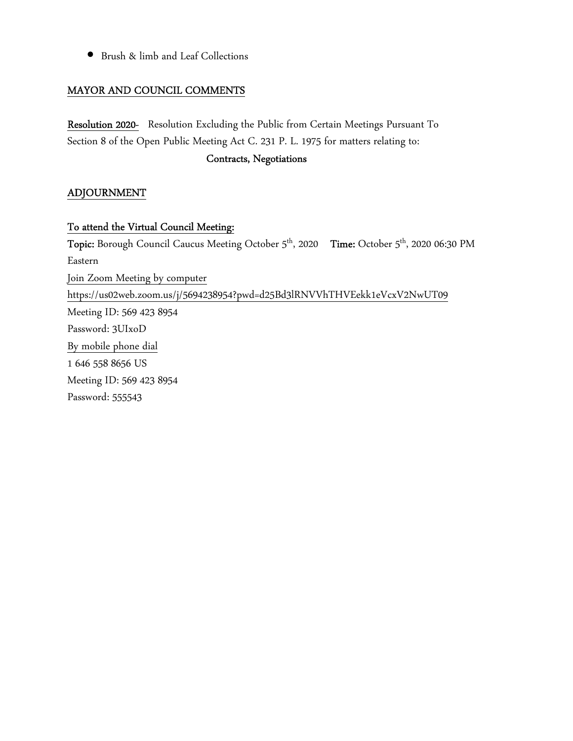- Brush & limb and Leaf Collections

MAYOR AND COUNCIL COMMENTS

**Resolution 2020-** Resolution Excluding the Public from Certain Meetings Pursuant To Section 8 of the Open Public Meeting Act C. 231 P. L. 1975 for matters relating to:

**Contracts, Negotiations**

ADJOURNMENT

**To attend the Virtual Council Meeting:**

**Topic:** Borough Council Caucus Meeting October 5th, 2020 **Time:** October 5th, 2020 06:30 PM Eastern

Join Zoom Meeting by computer

https://us02web.zoom.us/j/5694238954?pwd=d25Bd3lRNVVhTHVEekk1eVcxV2NwUT09

Meeting ID: 569 423 8954

Password: 3UIxoD

By mobile phone dial

1 646 558 8656 US

Meeting ID: 569 423 8954

Password: 555543